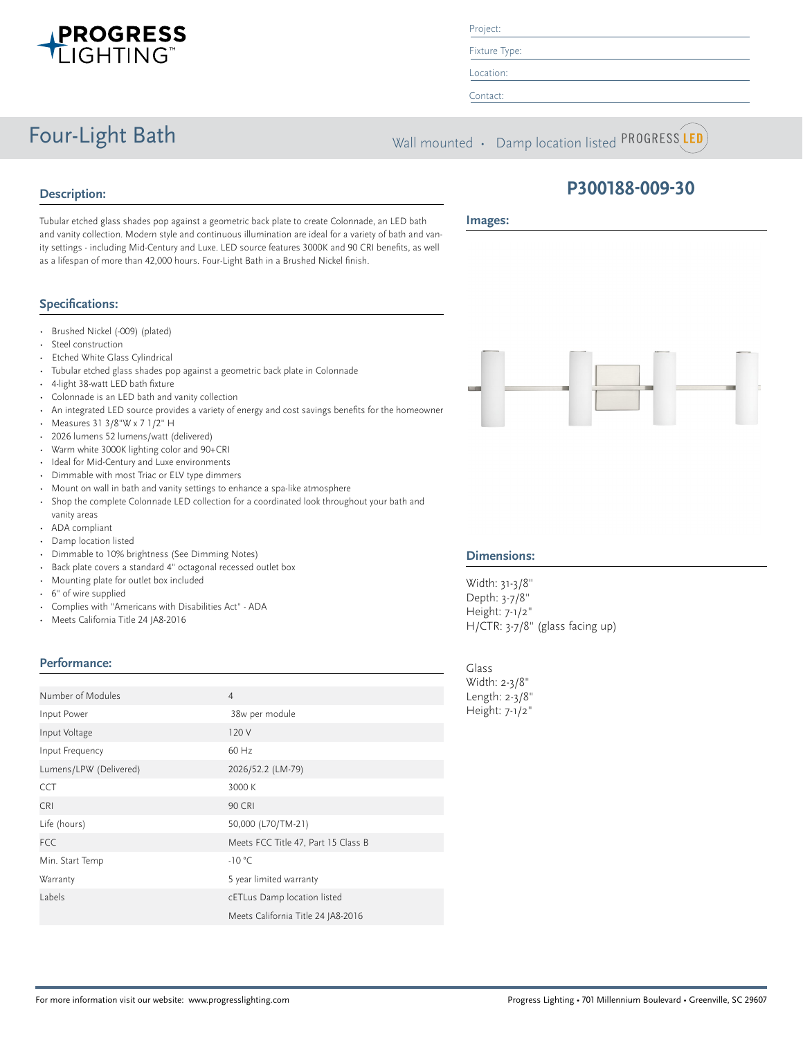Project:

Fixture Type:

Location:

Contact:

# Four-Light Bath

Wall mounted · Damp location listed PROGRESS LED

## P300188-009-30

## Description:

Tubular etched glass shades pop against a geometric back plate to create Colonnade, an LED bath and vanity collection. Modern style and continuous illumination are ideal for a variety of bath and vanity settings - including Mid-Century and Luxe. LED source features 3000K and 90 CRI benefits, as well as a lifespan of more than 42,000 hours. Four-Light Bath in a Brushed Nickel finish.

## Images:

## Specifications:

- Brushed Nickel (-009) (plated)
- Steel construction
- Etched White Glass Cylindrical
- Tubular etched glass shades pop against a geometric back plate in Colonnade
- 4-light 38-watt LED bath fixture
- Colonnade is an LED bath and vanity collection
- An integrated LED source provides a variety of energy and cost savings benefits for the homeowner
- Measures 31 3/8"W x 7 1/2" H
- 2026 lumens 52 lumens/watt (delivered)
- Warm white 3000K lighting color and 90+CRI
- Ideal for Mid-Century and Luxe environments
- Dimmable with most Triac or ELV type dimmers
- Mount on wall in bath and vanity settings to enhance a spa-like atmosphere
- Shop the complete Colonnade LED collection for a coordinated look throughout your bath and vanity areas
- ADA compliant
- Damp location listed
- Dimmable to 10% brightness (See Dimming Notes)
- Back plate covers a standard 4" octagonal recessed outlet box
- Mounting plate for outlet box included
- 6" of wire supplied
- Complies with "Americans with Disabilities Act" - ADA
- Meets California Title 24 JA8-2016

## Dimensions:

Width: 31-3/8"
Depth: 3-7/8"
Height: 7-1/2"
H/CTR: 3-7/8" (glass facing up)

Glass
Width: 2-3/8"
Length: 2-3/8"
Height: 7-1/2"

## Performance:

| | |
|---|---|
| Number of Modules | 4 |
| Input Power | 38w per module |
| Input Voltage | 120 V |
| Input Frequency | 60 Hz |
| Lumens/LPW (Delivered) | 2026/52.2 (LM-79) |
| CCT | 3000 K |
| CRI | 90 CRI |
| Life (hours) | 50,000 (L70/TM-21) |
| FCC | Meets FCC Title 47, Part 15 Class B |
| Min. Start Temp | -10 °C |
| Warranty | 5 year limited warranty |
| Labels | cETLus Damp location listed |
| | Meets California Title 24 JA8-2016 |

For more information visit our website: www.progresslighting.com

Progress Lighting • 701 Millennium Boulevard • Greenville, SC 29607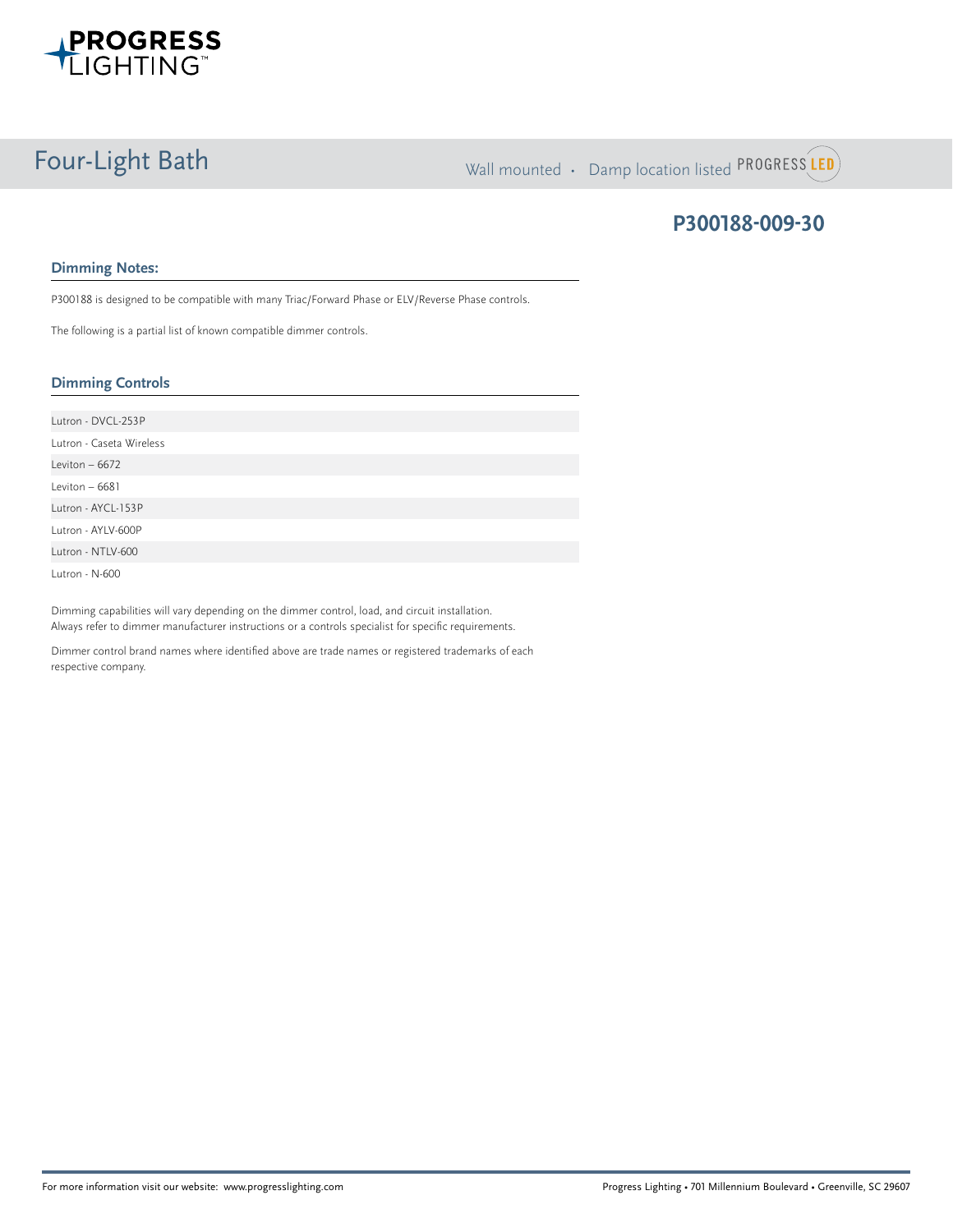# Four-Light Bath

Wall mounted • Damp location listed PROGRESS LED

## P300188-009-30

### Dimming Notes:

P300188 is designed to be compatible with many Triac/Forward Phase or ELV/Reverse Phase controls.

The following is a partial list of known compatible dimmer controls.

### Dimming Controls

- Lutron - DVCL-253P
- Lutron - Caseta Wireless
- Leviton – 6672
- Leviton – 6681
- Lutron - AYCL-153P
- Lutron - AYLV-600P
- Lutron - NTLV-600
- Lutron - N-600

Dimming capabilities will vary depending on the dimmer control, load, and circuit installation.
Always refer to dimmer manufacturer instructions or a controls specialist for specific requirements.

Dimmer control brand names where identified above are trade names or registered trademarks of each respective company.

For more information visit our website: www.progresslighting.com

Progress Lighting • 701 Millennium Boulevard • Greenville, SC 29607